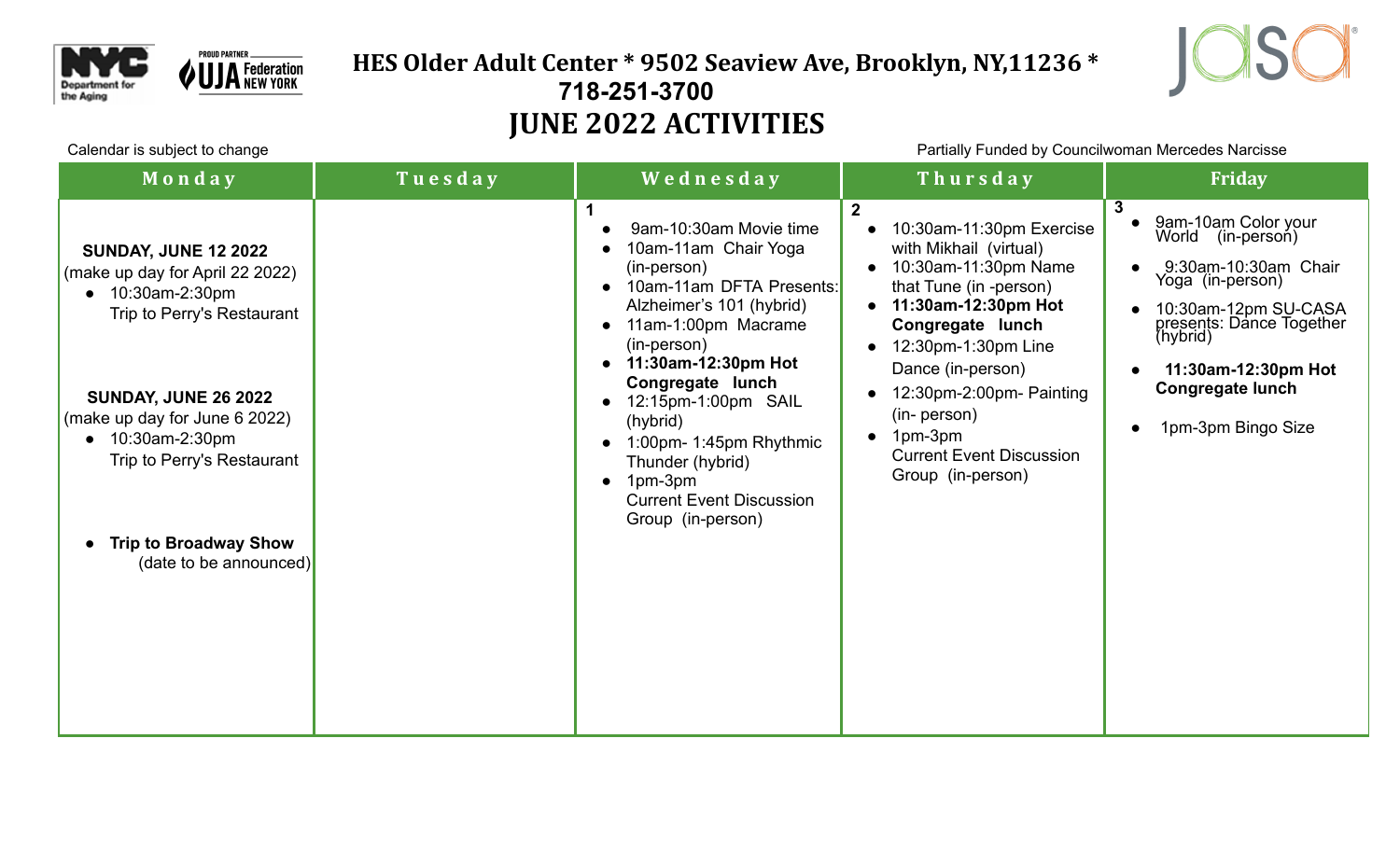# HES Older Adult Center * 9502 Seaview Ave, Brooklyn, NY,11236 *
## 718-251-3700
## JUNE 2022 ACTIVITIES

Calendar is subject to change

Partially Funded by Councilwoman Mercedes Narcisse

| Monday | Tuesday | Wednesday | Thursday | Friday |
|---|---|---|---|---|
| **SUNDAY, JUNE 12 2022** (make up day for April 22 2022) • 10:30am-2:30pm Trip to Perry's Restaurant<br><br>**SUNDAY, JUNE 26 2022** (make up day for June 6 2022) • 10:30am-2:30pm Trip to Perry's Restaurant<br><br>• **Trip to Broadway Show** (date to be announced) | | **1**<br>• 9am-10:30am Movie time<br>• 10am-11am Chair Yoga (in-person)<br>• 10am-11am DFTA Presents: Alzheimer's 101 (hybrid)<br>• 11am-1:00pm Macrame (in-person)<br>• **11:30am-12:30pm Hot Congregate lunch**<br>• 12:15pm-1:00pm SAIL (hybrid)<br>• 1:00pm- 1:45pm Rhythmic Thunder (hybrid)<br>• 1pm-3pm Current Event Discussion Group (in-person) | **2**<br>• 10:30am-11:30pm Exercise with Mikhail (virtual)<br>• 10:30am-11:30pm Name that Tune (in -person)<br>• **11:30am-12:30pm Hot Congregate lunch**<br>• 12:30pm-1:30pm Line Dance (in-person)<br>• 12:30pm-2:00pm- Painting (in- person)<br>• 1pm-3pm Current Event Discussion Group (in-person) | **3**<br>• 9am-10am Color your World (in-person)<br>• 9:30am-10:30am Chair Yoga (in-person)<br>• 10:30am-12pm SU-CASA presents: Dance Together (hybrid)<br>• **11:30am-12:30pm Hot Congregate lunch**<br>• 1pm-3pm Bingo Size |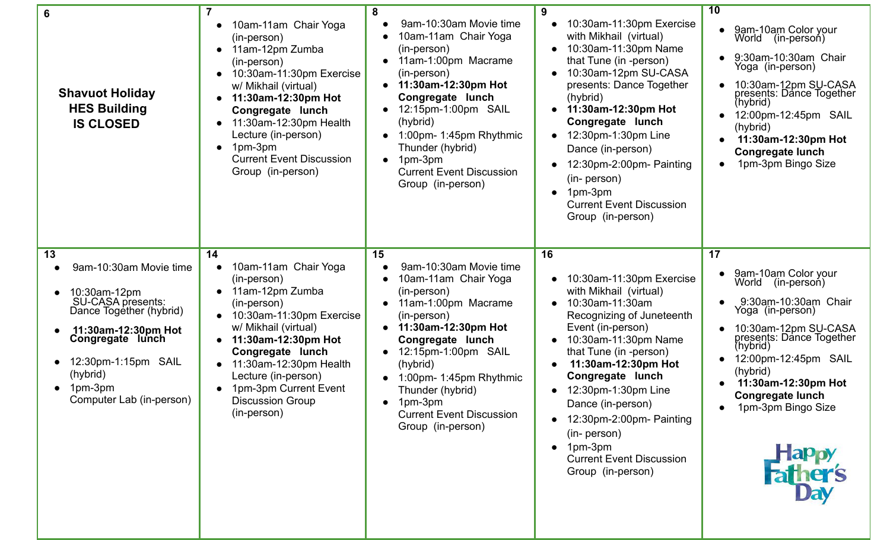| 6 | 7 | 8 | 9 | 10 |
|---|---|---|---|---|
| **Shavuot Holiday HES Building IS CLOSED** | • 10am-11am Chair Yoga (in-person)<br>• 11am-12pm Zumba (in-person)<br>• 10:30am-11:30pm Exercise w/ Mikhail (virtual)<br>• **11:30am-12:30pm Hot Congregate lunch**<br>• 11:30am-12:30pm Health Lecture (in-person)<br>• 1pm-3pm Current Event Discussion Group (in-person) | • 9am-10:30am Movie time<br>• 10am-11am Chair Yoga (in-person)<br>• 11am-1:00pm Macrame (in-person)<br>• **11:30am-12:30pm Hot Congregate lunch**<br>• 12:15pm-1:00pm SAIL (hybrid)<br>• 1:00pm- 1:45pm Rhythmic Thunder (hybrid)<br>• 1pm-3pm Current Event Discussion Group (in-person) | • 10:30am-11:30pm Exercise with Mikhail (virtual)<br>• 10:30am-11:30pm Name that Tune (in -person)<br>• 10:30am-12pm SU-CASA presents: Dance Together (hybrid)<br>• **11:30am-12:30pm Hot Congregate lunch**<br>• 12:30pm-1:30pm Line Dance (in-person)<br>• 12:30pm-2:00pm- Painting (in- person)<br>• 1pm-3pm Current Event Discussion Group (in-person) | • 9am-10am Color your World (in-person)<br>• 9:30am-10:30am Chair Yoga (in-person)<br>• 10:30am-12pm SU-CASA presents: Dance Together (hybrid)<br>• 12:00pm-12:45pm SAIL (hybrid)<br>• **11:30am-12:30pm Hot Congregate lunch**<br>• 1pm-3pm Bingo Size |
| **13** | **14** | **15** | **16** | **17** |
| • 9am-10:30am Movie time<br>• 10:30am-12pm SU-CASA presents: Dance Together (hybrid)<br>• **11:30am-12:30pm Hot Congregate lunch**<br>• 12:30pm-1:15pm SAIL (hybrid)<br>• 1pm-3pm Computer Lab (in-person) | • 10am-11am Chair Yoga (in-person)<br>• 11am-12pm Zumba (in-person)<br>• 10:30am-11:30pm Exercise w/ Mikhail (virtual)<br>• **11:30am-12:30pm Hot Congregate lunch**<br>• 11:30am-12:30pm Health Lecture (in-person)<br>• 1pm-3pm Current Event Discussion Group (in-person) | • 9am-10:30am Movie time<br>• 10am-11am Chair Yoga (in-person)<br>• 11am-1:00pm Macrame (in-person)<br>• **11:30am-12:30pm Hot Congregate lunch**<br>• 12:15pm-1:00pm SAIL (hybrid)<br>• 1:00pm- 1:45pm Rhythmic Thunder (hybrid)<br>• 1pm-3pm Current Event Discussion Group (in-person) | • 10:30am-11:30pm Exercise with Mikhail (virtual)<br>• 10:30am-11:30am Recognizing of Juneteenth Event (in-person)<br>• 10:30am-11:30pm Name that Tune (in -person)<br>• **11:30am-12:30pm Hot Congregate lunch**<br>• 12:30pm-1:30pm Line Dance (in-person)<br>• 12:30pm-2:00pm- Painting (in- person)<br>• 1pm-3pm Current Event Discussion Group (in-person) | • 9am-10am Color your World (in-person)<br>• 9:30am-10:30am Chair Yoga (in-person)<br>• 10:30am-12pm SU-CASA presents: Dance Together (hybrid)<br>• 12:00pm-12:45pm SAIL (hybrid)<br>• **11:30am-12:30pm Hot Congregate lunch**<br>• 1pm-3pm Bingo Size<br>Happy Father's Day |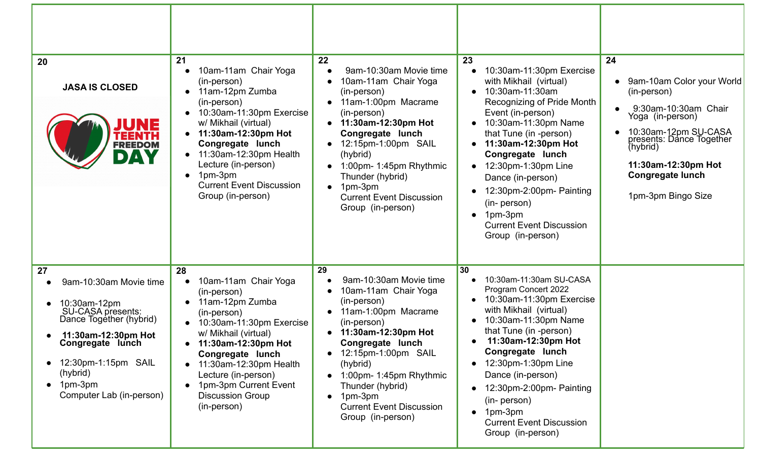| | | | | |
|---|---|---|---|---|
| | | | | |
| **20**<br><br>**JASA IS CLOSED**<br><br>JUNE TEENTH FREEDOM DAY | **21**<br>• 10am-11am Chair Yoga (in-person)<br>• 11am-12pm Zumba (in-person)<br>• 10:30am-11:30pm Exercise w/ Mikhail (virtual)<br>• **11:30am-12:30pm Hot Congregate lunch**<br>• 11:30am-12:30pm Health Lecture (in-person)<br>• 1pm-3pm Current Event Discussion Group (in-person) | **22**<br>• 9am-10:30am Movie time<br>• 10am-11am Chair Yoga (in-person)<br>• 11am-1:00pm Macrame (in-person)<br>• **11:30am-12:30pm Hot Congregate lunch**<br>• 12:15pm-1:00pm SAIL (hybrid)<br>• 1:00pm- 1:45pm Rhythmic Thunder (hybrid)<br>• 1pm-3pm Current Event Discussion Group (in-person) | **23**<br>• 10:30am-11:30pm Exercise with Mikhail (virtual)<br>• 10:30am-11:30am Recognizing of Pride Month Event (in-person)<br>• 10:30am-11:30pm Name that Tune (in -person)<br>• **11:30am-12:30pm Hot Congregate lunch**<br>• 12:30pm-1:30pm Line Dance (in-person)<br>• 12:30pm-2:00pm- Painting (in- person)<br>• 1pm-3pm Current Event Discussion Group (in-person) | **24**<br>• 9am-10am Color your World (in-person)<br>• 9:30am-10:30am Chair Yoga (in-person)<br>• 10:30am-12pm SU-CASA presents: Dance Together (hybrid)<br><br>**11:30am-12:30pm Hot Congregate lunch**<br><br>1pm-3pm Bingo Size |
| **27**<br>• 9am-10:30am Movie time<br>• 10:30am-12pm SU-CASA presents: Dance Together (hybrid)<br>• **11:30am-12:30pm Hot Congregate lunch**<br>• 12:30pm-1:15pm SAIL (hybrid)<br>• 1pm-3pm Computer Lab (in-person) | **28**<br>• 10am-11am Chair Yoga (in-person)<br>• 11am-12pm Zumba (in-person)<br>• 10:30am-11:30pm Exercise w/ Mikhail (virtual)<br>• **11:30am-12:30pm Hot Congregate lunch**<br>• 11:30am-12:30pm Health Lecture (in-person)<br>• 1pm-3pm Current Event Discussion Group (in-person) | **29**<br>• 9am-10:30am Movie time<br>• 10am-11am Chair Yoga (in-person)<br>• 11am-1:00pm Macrame (in-person)<br>• **11:30am-12:30pm Hot Congregate lunch**<br>• 12:15pm-1:00pm SAIL (hybrid)<br>• 1:00pm- 1:45pm Rhythmic Thunder (hybrid)<br>• 1pm-3pm Current Event Discussion Group (in-person) | **30**<br>• 10:30am-11:30am SU-CASA Program Concert 2022<br>• 10:30am-11:30pm Exercise with Mikhail (virtual)<br>• 10:30am-11:30pm Name that Tune (in -person)<br>• **11:30am-12:30pm Hot Congregate lunch**<br>• 12:30pm-1:30pm Line Dance (in-person)<br>• 12:30pm-2:00pm- Painting (in- person)<br>• 1pm-3pm Current Event Discussion Group (in-person) | |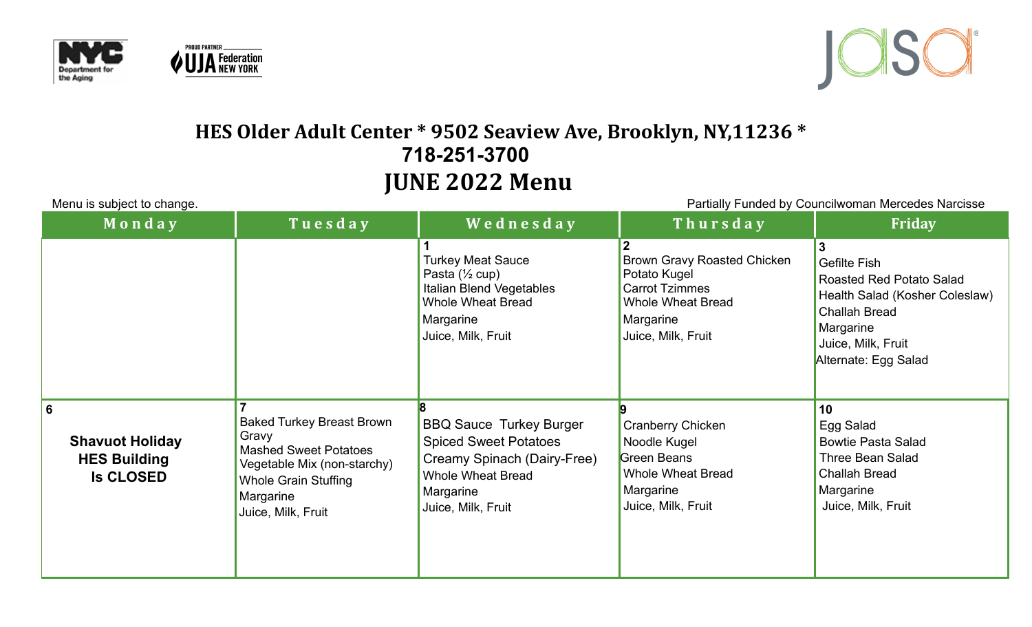## HES Older Adult Center * 9502 Seaview Ave, Brooklyn, NY,11236 *
## 718-251-3700
# JUNE 2022 Menu

Menu is subject to change.

Partially Funded by Councilwoman Mercedes Narcisse

| Monday | Tuesday | Wednesday | Thursday | Friday |
|---|---|---|---|---|
| | | **1**<br>Turkey Meat Sauce<br>Pasta (½ cup)<br>Italian Blend Vegetables<br>Whole Wheat Bread<br>Margarine<br>Juice, Milk, Fruit | **2**<br>Brown Gravy Roasted Chicken<br>Potato Kugel<br>Carrot Tzimmes<br>Whole Wheat Bread<br>Margarine<br>Juice, Milk, Fruit | **3**<br>Gefilte Fish<br>Roasted Red Potato Salad<br>Health Salad (Kosher Coleslaw)<br>Challah Bread<br>Margarine<br>Juice, Milk, Fruit<br>Alternate: Egg Salad |
| **6**<br>**Shavuot Holiday**<br>**HES Building**<br>**Is CLOSED** | **7**<br>Baked Turkey Breast Brown Gravy<br>Mashed Sweet Potatoes<br>Vegetable Mix (non-starchy)<br>Whole Grain Stuffing<br>Margarine<br>Juice, Milk, Fruit | **8**<br>BBQ Sauce Turkey Burger<br>Spiced Sweet Potatoes<br>Creamy Spinach (Dairy-Free)<br>Whole Wheat Bread<br>Margarine<br>Juice, Milk, Fruit | **9**<br>Cranberry Chicken<br>Noodle Kugel<br>Green Beans<br>Whole Wheat Bread<br>Margarine<br>Juice, Milk, Fruit | **10**<br>Egg Salad<br>Bowtie Pasta Salad<br>Three Bean Salad<br>Challah Bread<br>Margarine<br>Juice, Milk, Fruit |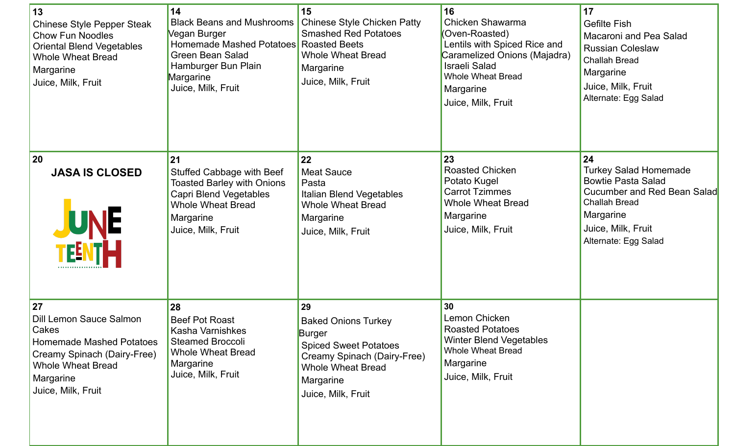| | | | | |
|---|---|---|---|---|
| **13**<br>Chinese Style Pepper Steak<br>Chow Fun Noodles<br>Oriental Blend Vegetables<br>Whole Wheat Bread<br>Margarine<br>Juice, Milk, Fruit | **14**<br>Black Beans and Mushrooms Vegan Burger<br>Homemade Mashed Potatoes<br>Green Bean Salad<br>Hamburger Bun Plain<br>Margarine<br>Juice, Milk, Fruit | **15**<br>Chinese Style Chicken Patty<br>Smashed Red Potatoes<br>Roasted Beets<br>Whole Wheat Bread<br>Margarine<br>Juice, Milk, Fruit | **16**<br>Chicken Shawarma (Oven-Roasted)<br>Lentils with Spiced Rice and Caramelized Onions (Majadra)<br>Israeli Salad<br>Whole Wheat Bread<br>Margarine<br>Juice, Milk, Fruit | **17**<br>Gefilte Fish<br>Macaroni and Pea Salad<br>Russian Coleslaw<br>Challah Bread<br>Margarine<br>Juice, Milk, Fruit<br>Alternate: Egg Salad |
| **20**<br>**JASA IS CLOSED**<br>JUNETEENTH | **21**<br>Stuffed Cabbage with Beef<br>Toasted Barley with Onions<br>Capri Blend Vegetables<br>Whole Wheat Bread<br>Margarine<br>Juice, Milk, Fruit | **22**<br>Meat Sauce<br>Pasta<br>Italian Blend Vegetables<br>Whole Wheat Bread<br>Margarine<br>Juice, Milk, Fruit | **23**<br>Roasted Chicken<br>Potato Kugel<br>Carrot Tzimmes<br>Whole Wheat Bread<br>Margarine<br>Juice, Milk, Fruit | **24**<br>Turkey Salad Homemade<br>Bowtie Pasta Salad<br>Cucumber and Red Bean Salad<br>Challah Bread<br>Margarine<br>Juice, Milk, Fruit<br>Alternate: Egg Salad |
| **27**<br>Dill Lemon Sauce Salmon Cakes<br>Homemade Mashed Potatoes<br>Creamy Spinach (Dairy-Free)<br>Whole Wheat Bread<br>Margarine<br>Juice, Milk, Fruit | **28**<br>Beef Pot Roast<br>Kasha Varnishkes<br>Steamed Broccoli<br>Whole Wheat Bread<br>Margarine<br>Juice, Milk, Fruit | **29**<br>Baked Onions Turkey Burger<br>Spiced Sweet Potatoes<br>Creamy Spinach (Dairy-Free)<br>Whole Wheat Bread<br>Margarine<br>Juice, Milk, Fruit | **30**<br>Lemon Chicken<br>Roasted Potatoes<br>Winter Blend Vegetables<br>Whole Wheat Bread<br>Margarine<br>Juice, Milk, Fruit | |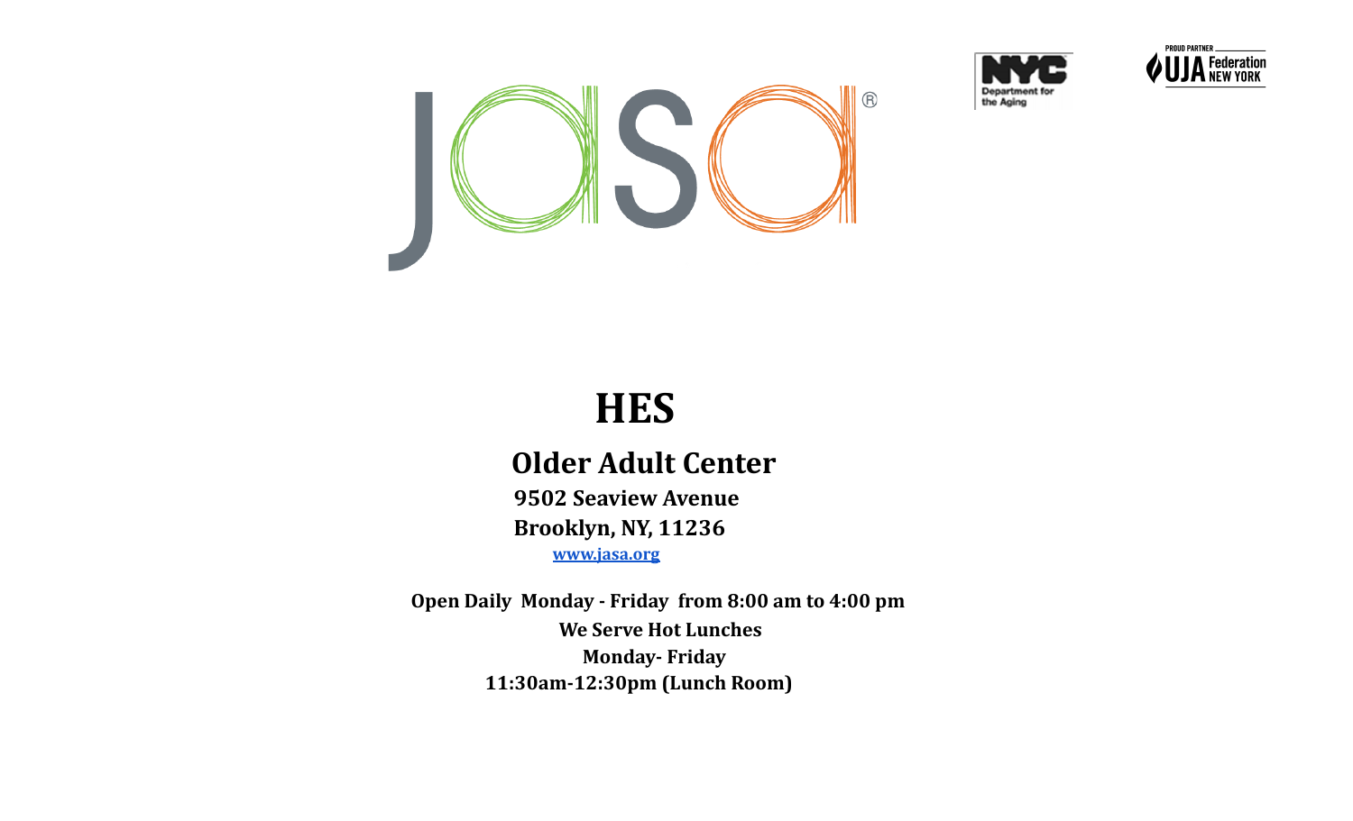# HES

## Older Adult Center

**9502 Seaview Avenue**

**Brooklyn, NY, 11236**

**www.jasa.org**

**Open Daily Monday - Friday from 8:00 am to 4:00 pm**

**We Serve Hot Lunches**

**Monday- Friday**

**11:30am-12:30pm (Lunch Room)**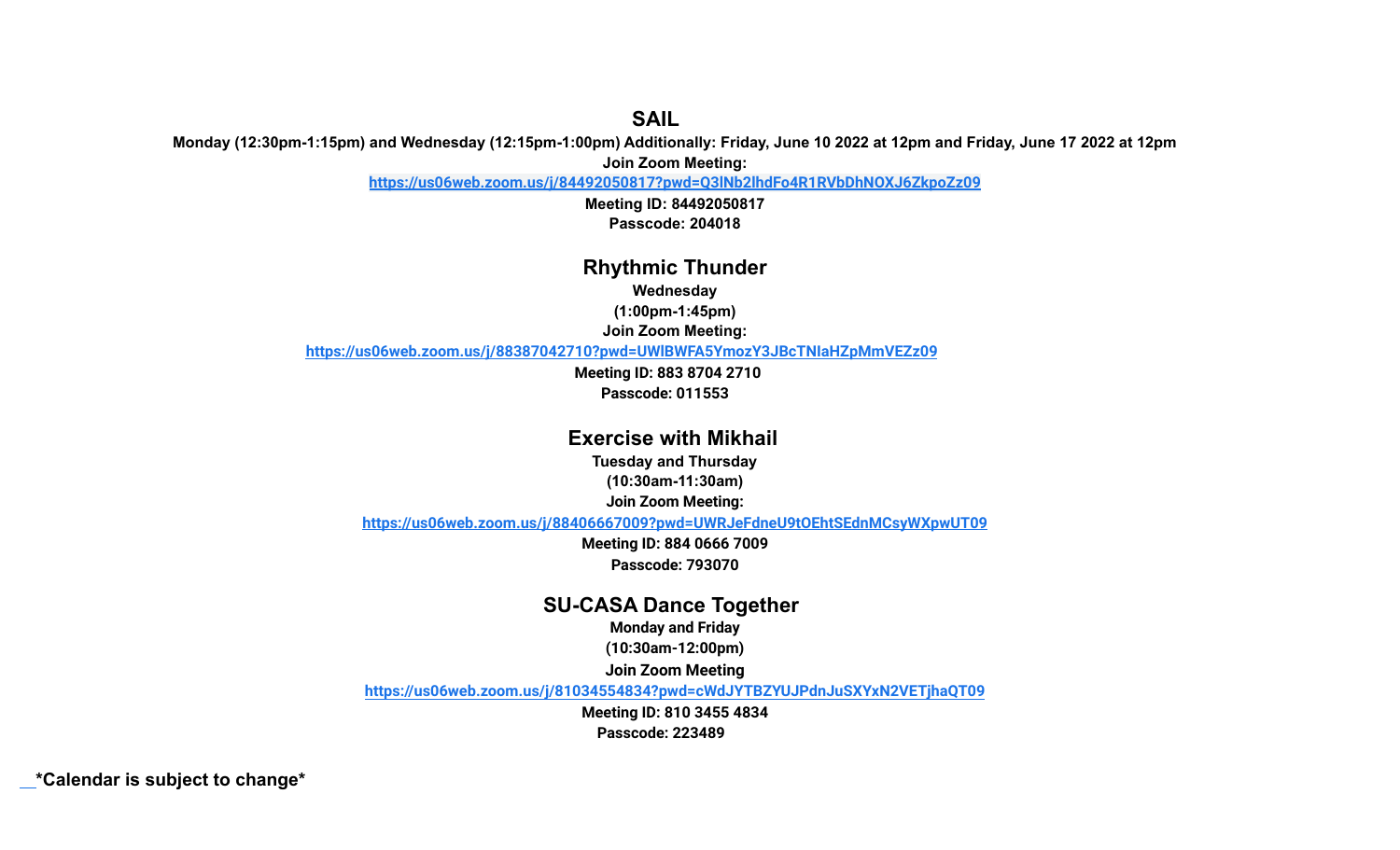## SAIL

**Monday (12:30pm-1:15pm) and Wednesday (12:15pm-1:00pm) Additionally: Friday, June 10 2022 at 12pm and Friday, June 17 2022 at 12pm**

**Join Zoom Meeting:**

**https://us06web.zoom.us/j/84492050817?pwd=Q3lNb2lhdFo4R1RVbDhNOXJ6ZkpoZz09**

**Meeting ID: 84492050817**

**Passcode: 204018**

## Rhythmic Thunder

**Wednesday**

**(1:00pm-1:45pm)**

**Join Zoom Meeting:**

**https://us06web.zoom.us/j/88387042710?pwd=UWlBWFA5YmozY3JBcTNIaHZpMmVEZz09**

**Meeting ID: 883 8704 2710**

**Passcode: 011553**

## Exercise with Mikhail

**Tuesday and Thursday**

**(10:30am-11:30am)**

**Join Zoom Meeting:**

**https://us06web.zoom.us/j/88406667009?pwd=UWRJeFdneU9tOEhtSEdnMCsyWXpwUT09**

**Meeting ID: 884 0666 7009**

**Passcode: 793070**

## SU-CASA Dance Together

**Monday and Friday**

**(10:30am-12:00pm)**

**Join Zoom Meeting**

**https://us06web.zoom.us/j/81034554834?pwd=cWdJYTBZYUJPdnJuSXYxN2VETjhaQT09**

**Meeting ID: 810 3455 4834**

**Passcode: 223489**

***Calendar is subject to change***